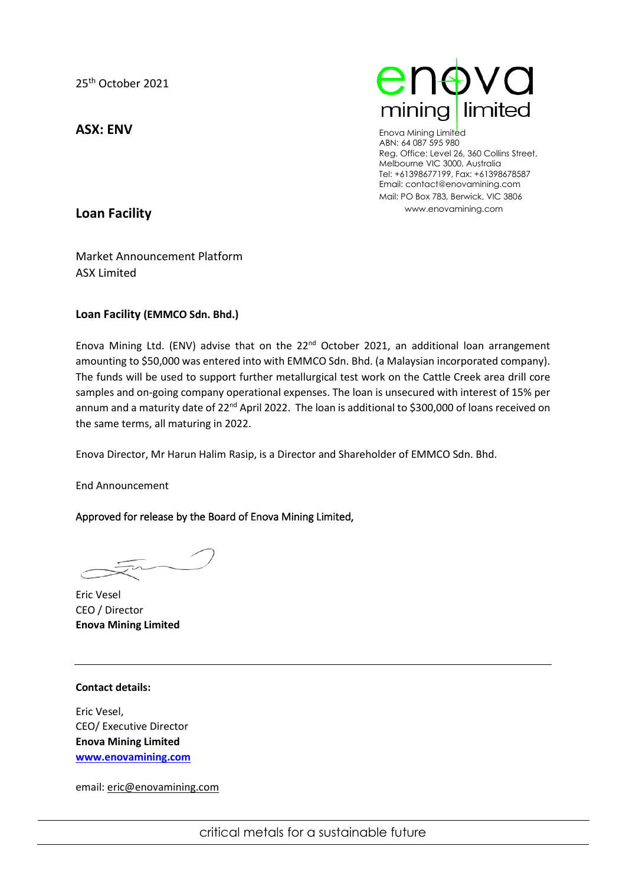25th October 2021

**ASX: ENV**

Enova Mining Limited
ABN: 64 087 595 980
Reg. Office: Level 26, 360 Collins Street, Melbourne VIC 3000, Australia
Tel: +61398677199, Fax: +61398678587
Email: contact@enovamining.com
Mail: PO Box 783, Berwick, VIC 3806
www.enovamining.com

## Loan Facility

Market Announcement Platform
ASX Limited

**Loan Facility (EMMCO Sdn. Bhd.)**

Enova Mining Ltd. (ENV) advise that on the 22nd October 2021, an additional loan arrangement amounting to $50,000 was entered into with EMMCO Sdn. Bhd. (a Malaysian incorporated company). The funds will be used to support further metallurgical test work on the Cattle Creek area drill core samples and on-going company operational expenses. The loan is unsecured with interest of 15% per annum and a maturity date of 22nd April 2022. The loan is additional to $300,000 of loans received on the same terms, all maturing in 2022.

Enova Director, Mr Harun Halim Rasip, is a Director and Shareholder of EMMCO Sdn. Bhd.

End Announcement

Approved for release by the Board of Enova Mining Limited,

Eric Vesel
CEO / Director
**Enova Mining Limited**

---

**Contact details:**

Eric Vesel,
CEO/ Executive Director
**Enova Mining Limited**
**www.enovamining.com**

email: eric@enovamining.com

critical metals for a sustainable future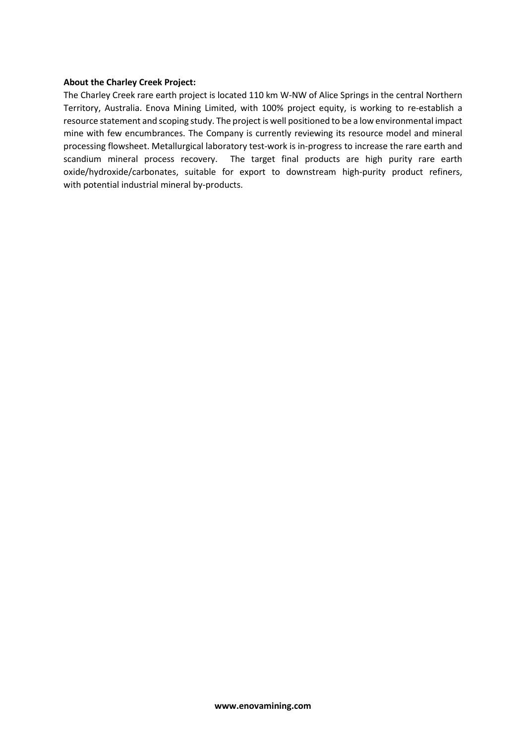**About the Charley Creek Project:**

The Charley Creek rare earth project is located 110 km W-NW of Alice Springs in the central Northern Territory, Australia. Enova Mining Limited, with 100% project equity, is working to re-establish a resource statement and scoping study. The project is well positioned to be a low environmental impact mine with few encumbrances. The Company is currently reviewing its resource model and mineral processing flowsheet. Metallurgical laboratory test-work is in-progress to increase the rare earth and scandium mineral process recovery. The target final products are high purity rare earth oxide/hydroxide/carbonates, suitable for export to downstream high-purity product refiners, with potential industrial mineral by-products.